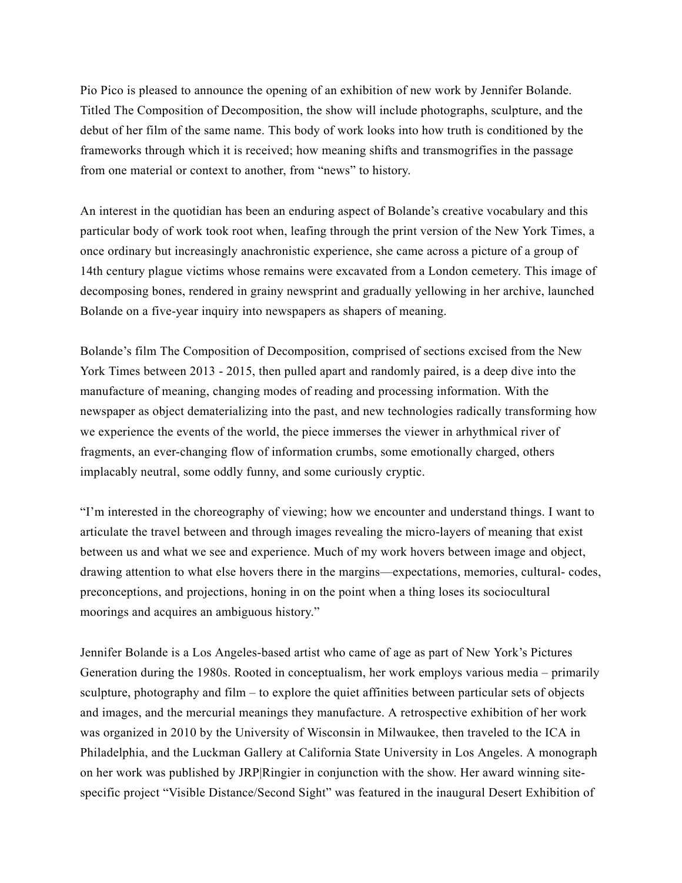Pio Pico is pleased to announce the opening of an exhibition of new work by Jennifer Bolande. Titled The Composition of Decomposition, the show will include photographs, sculpture, and the debut of her film of the same name. This body of work looks into how truth is conditioned by the frameworks through which it is received; how meaning shifts and transmogrifies in the passage from one material or context to another, from "news" to history.

An interest in the quotidian has been an enduring aspect of Bolande's creative vocabulary and this particular body of work took root when, leafing through the print version of the New York Times, a once ordinary but increasingly anachronistic experience, she came across a picture of a group of 14th century plague victims whose remains were excavated from a London cemetery. This image of decomposing bones, rendered in grainy newsprint and gradually yellowing in her archive, launched Bolande on a five-year inquiry into newspapers as shapers of meaning.

Bolande's film The Composition of Decomposition, comprised of sections excised from the New York Times between 2013 - 2015, then pulled apart and randomly paired, is a deep dive into the manufacture of meaning, changing modes of reading and processing information. With the newspaper as object dematerializing into the past, and new technologies radically transforming how we experience the events of the world, the piece immerses the viewer in arhythmical river of fragments, an ever-changing flow of information crumbs, some emotionally charged, others implacably neutral, some oddly funny, and some curiously cryptic.

"I'm interested in the choreography of viewing; how we encounter and understand things. I want to articulate the travel between and through images revealing the micro-layers of meaning that exist between us and what we see and experience. Much of my work hovers between image and object, drawing attention to what else hovers there in the margins—expectations, memories, cultural- codes, preconceptions, and projections, honing in on the point when a thing loses its sociocultural moorings and acquires an ambiguous history."

Jennifer Bolande is a Los Angeles-based artist who came of age as part of New York's Pictures Generation during the 1980s. Rooted in conceptualism, her work employs various media – primarily sculpture, photography and film – to explore the quiet affinities between particular sets of objects and images, and the mercurial meanings they manufacture. A retrospective exhibition of her work was organized in 2010 by the University of Wisconsin in Milwaukee, then traveled to the ICA in Philadelphia, and the Luckman Gallery at California State University in Los Angeles. A monograph on her work was published by JRP|Ringier in conjunction with the show. Her award winning site-specific project "Visible Distance/Second Sight" was featured in the inaugural Desert Exhibition of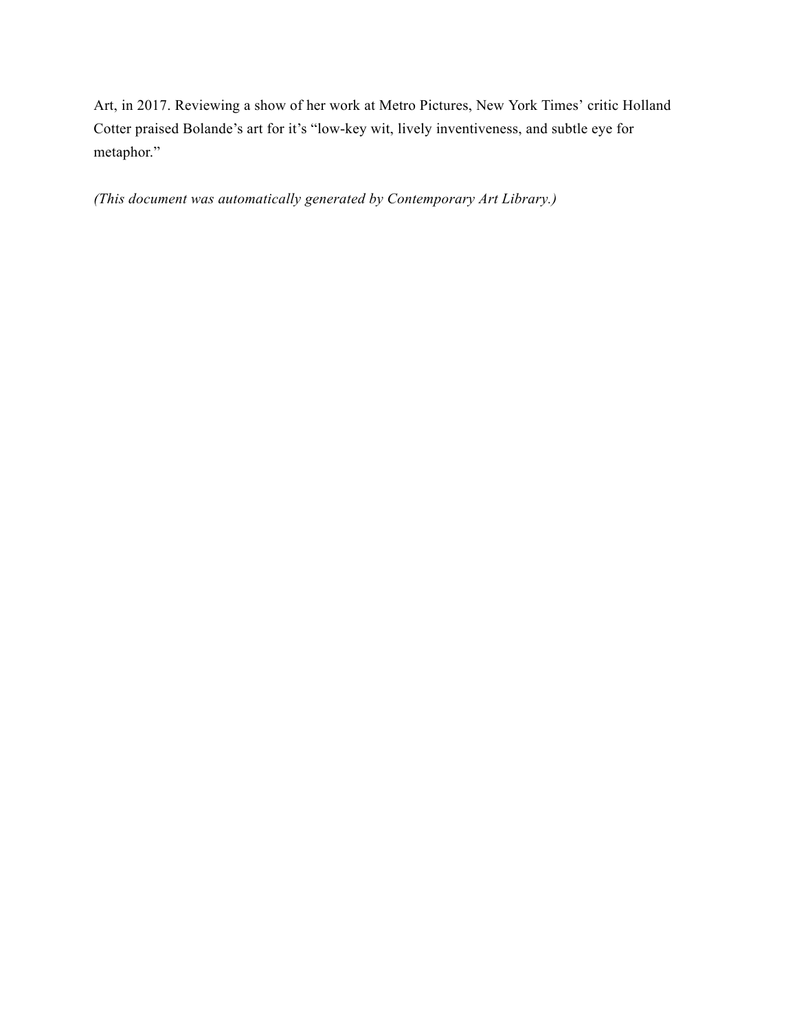Art, in 2017. Reviewing a show of her work at Metro Pictures, New York Times' critic Holland Cotter praised Bolande's art for it's "low-key wit, lively inventiveness, and subtle eye for metaphor."

*(This document was automatically generated by Contemporary Art Library.)*